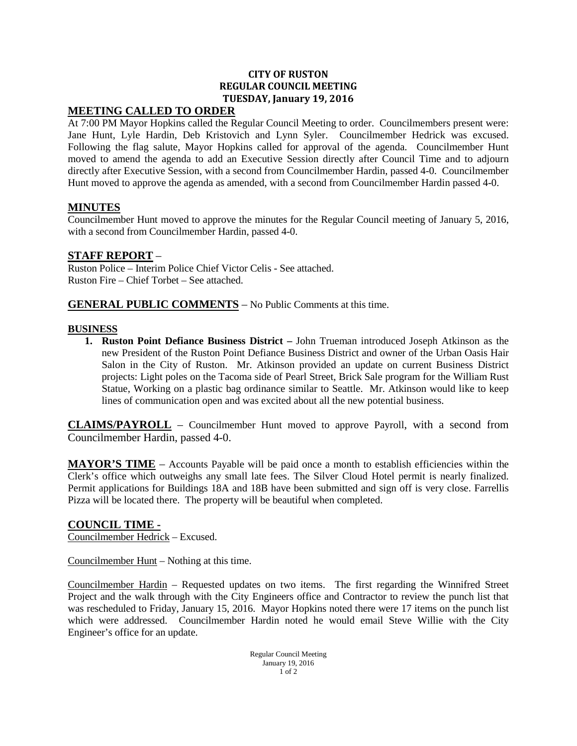**CITY OF RUSTON**
**REGULAR COUNCIL MEETING**
**TUESDAY, January 19, 2016**

## MEETING CALLED TO ORDER

At 7:00 PM Mayor Hopkins called the Regular Council Meeting to order. Councilmembers present were: Jane Hunt, Lyle Hardin, Deb Kristovich and Lynn Syler. Councilmember Hedrick was excused. Following the flag salute, Mayor Hopkins called for approval of the agenda. Councilmember Hunt moved to amend the agenda to add an Executive Session directly after Council Time and to adjourn directly after Executive Session, with a second from Councilmember Hardin, passed 4-0. Councilmember Hunt moved to approve the agenda as amended, with a second from Councilmember Hardin passed 4-0.

## MINUTES

Councilmember Hunt moved to approve the minutes for the Regular Council meeting of January 5, 2016, with a second from Councilmember Hardin, passed 4-0.

## STAFF REPORT –

Ruston Police – Interim Police Chief Victor Celis - See attached.
Ruston Fire – Chief Torbet – See attached.

## GENERAL PUBLIC COMMENTS – No Public Comments at this time.

## BUSINESS

1. **Ruston Point Defiance Business District –** John Trueman introduced Joseph Atkinson as the new President of the Ruston Point Defiance Business District and owner of the Urban Oasis Hair Salon in the City of Ruston. Mr. Atkinson provided an update on current Business District projects: Light poles on the Tacoma side of Pearl Street, Brick Sale program for the William Rust Statue, Working on a plastic bag ordinance similar to Seattle. Mr. Atkinson would like to keep lines of communication open and was excited about all the new potential business.

**CLAIMS/PAYROLL** – Councilmember Hunt moved to approve Payroll, with a second from Councilmember Hardin, passed 4-0.

**MAYOR'S TIME** – Accounts Payable will be paid once a month to establish efficiencies within the Clerk's office which outweighs any small late fees. The Silver Cloud Hotel permit is nearly finalized. Permit applications for Buildings 18A and 18B have been submitted and sign off is very close. Farrellis Pizza will be located there. The property will be beautiful when completed.

## COUNCIL TIME -

Councilmember Hedrick – Excused.

Councilmember Hunt – Nothing at this time.

Councilmember Hardin – Requested updates on two items. The first regarding the Winnifred Street Project and the walk through with the City Engineers office and Contractor to review the punch list that was rescheduled to Friday, January 15, 2016. Mayor Hopkins noted there were 17 items on the punch list which were addressed. Councilmember Hardin noted he would email Steve Willie with the City Engineer's office for an update.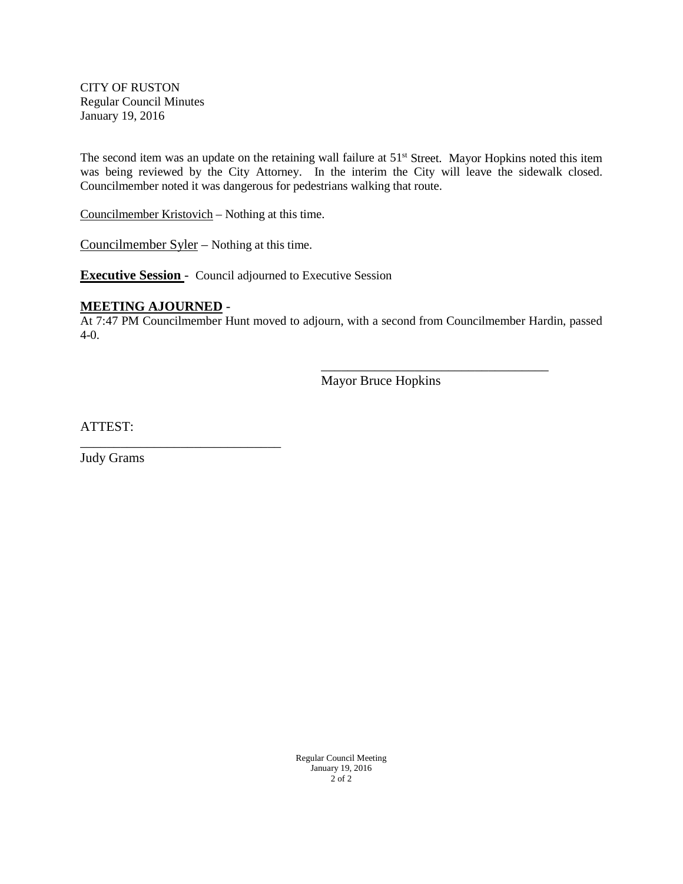CITY OF RUSTON
Regular Council Minutes
January 19, 2016

The second item was an update on the retaining wall failure at 51st Street. Mayor Hopkins noted this item was being reviewed by the City Attorney. In the interim the City will leave the sidewalk closed. Councilmember noted it was dangerous for pedestrians walking that route.

Councilmember Kristovich – Nothing at this time.

Councilmember Syler – Nothing at this time.

**Executive Session** - Council adjourned to Executive Session

**MEETING AJOURNED** -
At 7:47 PM Councilmember Hunt moved to adjourn, with a second from Councilmember Hardin, passed 4-0.

\_\_\_\_\_\_\_\_\_\_\_\_\_\_\_\_\_\_\_\_\_\_\_\_\_\_\_\_\_\_\_\_\_\_\_
Mayor Bruce Hopkins

ATTEST:
\_\_\_\_\_\_\_\_\_\_\_\_\_\_\_\_\_\_\_\_\_\_\_\_\_\_\_\_\_\_
Judy Grams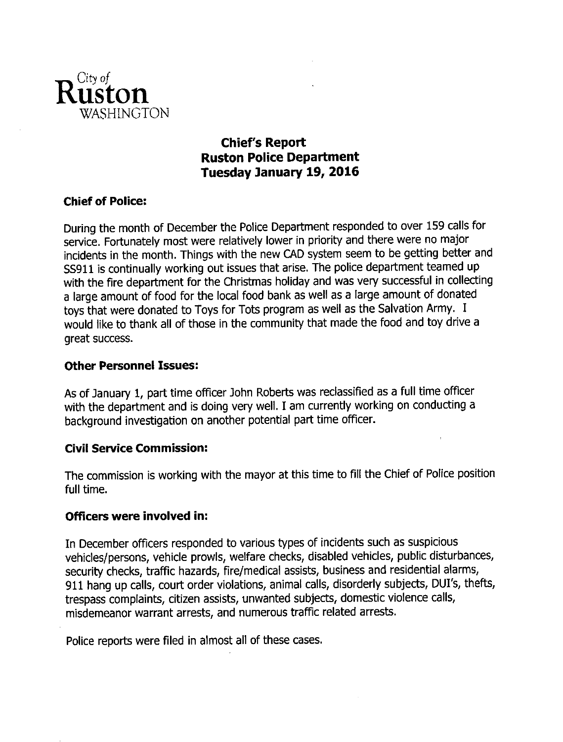City of
**Ruston**
WASHINGTON

# Chief's Report
# Ruston Police Department
# Tuesday January 19, 2016

### Chief of Police:

During the month of December the Police Department responded to over 159 calls for service. Fortunately most were relatively lower in priority and there were no major incidents in the month. Things with the new CAD system seem to be getting better and SS911 is continually working out issues that arise. The police department teamed up with the fire department for the Christmas holiday and was very successful in collecting a large amount of food for the local food bank as well as a large amount of donated toys that were donated to Toys for Tots program as well as the Salvation Army. I would like to thank all of those in the community that made the food and toy drive a great success.

### Other Personnel Issues:

As of January 1, part time officer John Roberts was reclassified as a full time officer with the department and is doing very well. I am currently working on conducting a background investigation on another potential part time officer.

### Civil Service Commission:

The commission is working with the mayor at this time to fill the Chief of Police position full time.

### Officers were involved in:

In December officers responded to various types of incidents such as suspicious vehicles/persons, vehicle prowls, welfare checks, disabled vehicles, public disturbances, security checks, traffic hazards, fire/medical assists, business and residential alarms, 911 hang up calls, court order violations, animal calls, disorderly subjects, DUI's, thefts, trespass complaints, citizen assists, unwanted subjects, domestic violence calls, misdemeanor warrant arrests, and numerous traffic related arrests.

Police reports were filed in almost all of these cases.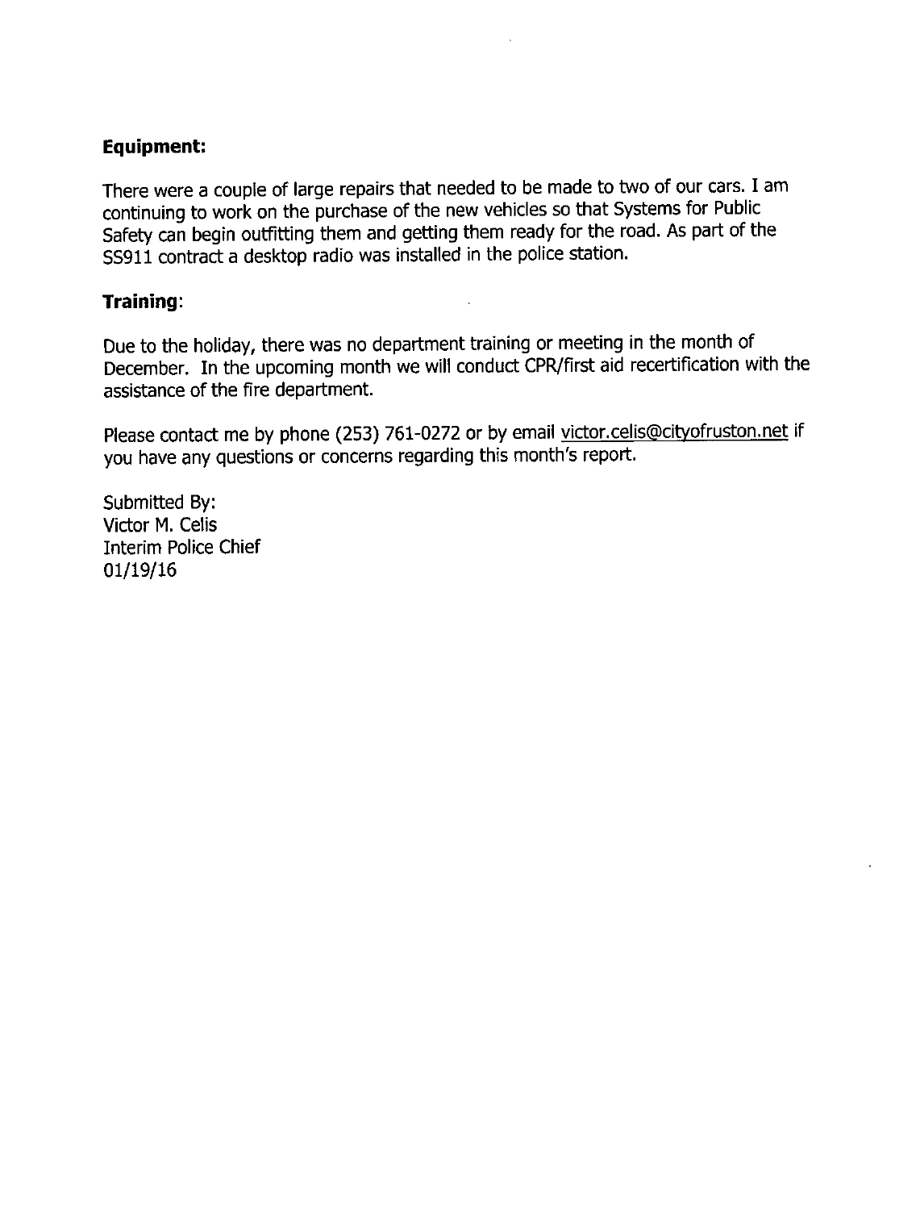**Equipment:**

There were a couple of large repairs that needed to be made to two of our cars. I am continuing to work on the purchase of the new vehicles so that Systems for Public Safety can begin outfitting them and getting them ready for the road. As part of the SS911 contract a desktop radio was installed in the police station.

**Training:**

Due to the holiday, there was no department training or meeting in the month of December. In the upcoming month we will conduct CPR/first aid recertification with the assistance of the fire department.

Please contact me by phone (253) 761-0272 or by email victor.celis@cityofruston.net if you have any questions or concerns regarding this month's report.

Submitted By:
Victor M. Celis
Interim Police Chief
01/19/16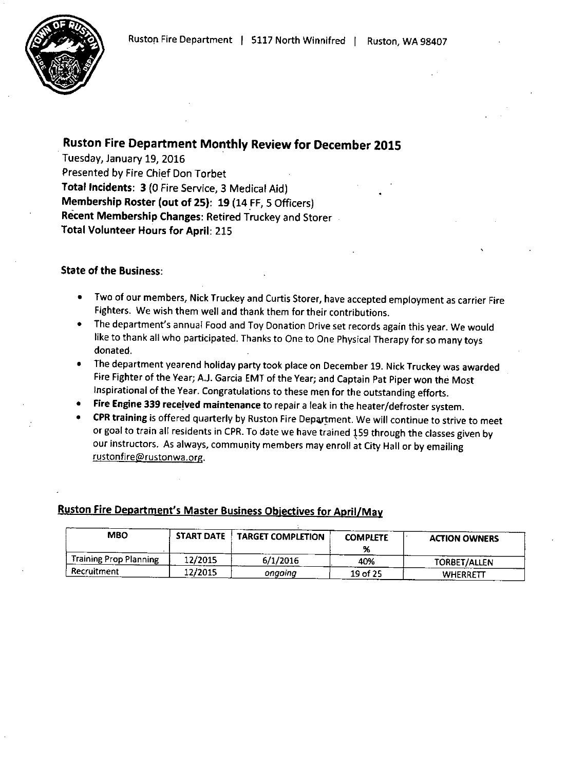Ruston Fire Department | 5117 North Winnifred | Ruston, WA 98407

## Ruston Fire Department Monthly Review for December 2015

Tuesday, January 19, 2016
Presented by Fire Chief Don Torbet
**Total Incidents**: **3** (0 Fire Service, 3 Medical Aid)
**Membership Roster (out of 25)**: **19** (14 FF, 5 Officers)
**Recent Membership Changes**: Retired Truckey and Storer
**Total Volunteer Hours for April**: 215

**State of the Business**:

- Two of our members, Nick Truckey and Curtis Storer, have accepted employment as carrier Fire Fighters. We wish them well and thank them for their contributions.
- The department's annual Food and Toy Donation Drive set records again this year. We would like to thank all who participated. Thanks to One to One Physical Therapy for so many toys donated.
- The department yearend holiday party took place on December 19. Nick Truckey was awarded Fire Fighter of the Year; A.J. Garcia EMT of the Year; and Captain Pat Piper won the Most Inspirational of the Year. Congratulations to these men for the outstanding efforts.
- **Fire Engine 339 received maintenance** to repair a leak in the heater/defroster system.
- **CPR training** is offered quarterly by Ruston Fire Department. We will continue to strive to meet or goal to train all residents in CPR. To date we have trained 159 through the classes given by our instructors. As always, community members may enroll at City Hall or by emailing rustonfire@rustonwa.org.

## Ruston Fire Department's Master Business Objectives for April/May

| MBO | START DATE | TARGET COMPLETION | COMPLETE % | ACTION OWNERS |
|---|---|---|---|---|
| Training Prop Planning | 12/2015 | 6/1/2016 | 40% | TORBET/ALLEN |
| Recruitment | 12/2015 | *ongoing* | 19 of 25 | WHERRETT |